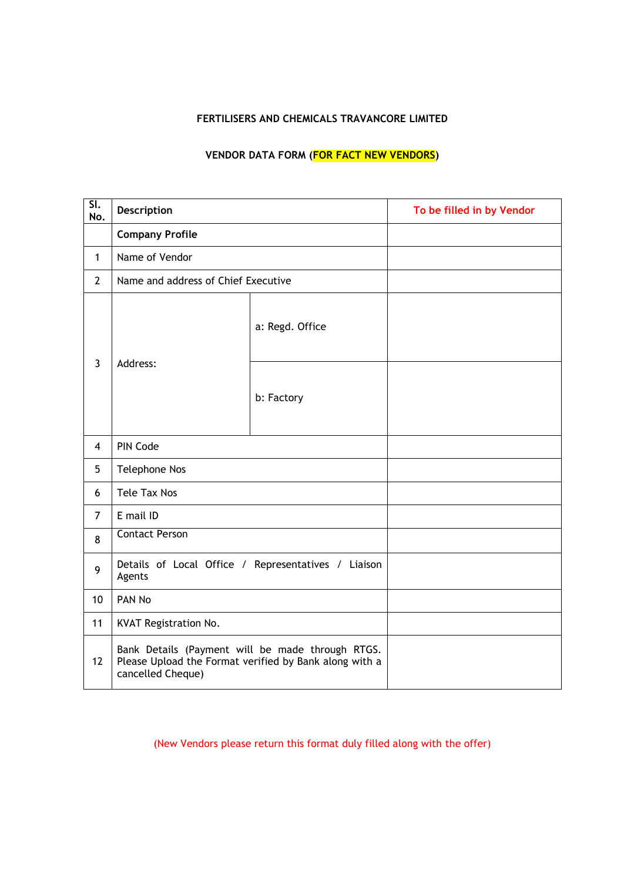**FERTILISERS AND CHEMICALS TRAVANCORE LIMITED**

**VENDOR DATA FORM (FOR FACT NEW VENDORS)**

| Sl. No. | Description | | To be filled in by Vendor |
|---|---|---|---|
| | **Company Profile** | | |
| 1 | Name of Vendor | | |
| 2 | Name and address of Chief Executive | | |
| 3 | Address: | a: Regd. Office | |
| | | b: Factory | |
| 4 | PIN Code | | |
| 5 | Telephone Nos | | |
| 6 | Tele Tax Nos | | |
| 7 | E mail ID | | |
| 8 | Contact Person | | |
| 9 | Details of Local Office / Representatives / Liaison Agents | | |
| 10 | PAN No | | |
| 11 | KVAT Registration No. | | |
| 12 | Bank Details (Payment will be made through RTGS. Please Upload the Format verified by Bank along with a cancelled Cheque) | | |

(New Vendors please return this format duly filled along with the offer)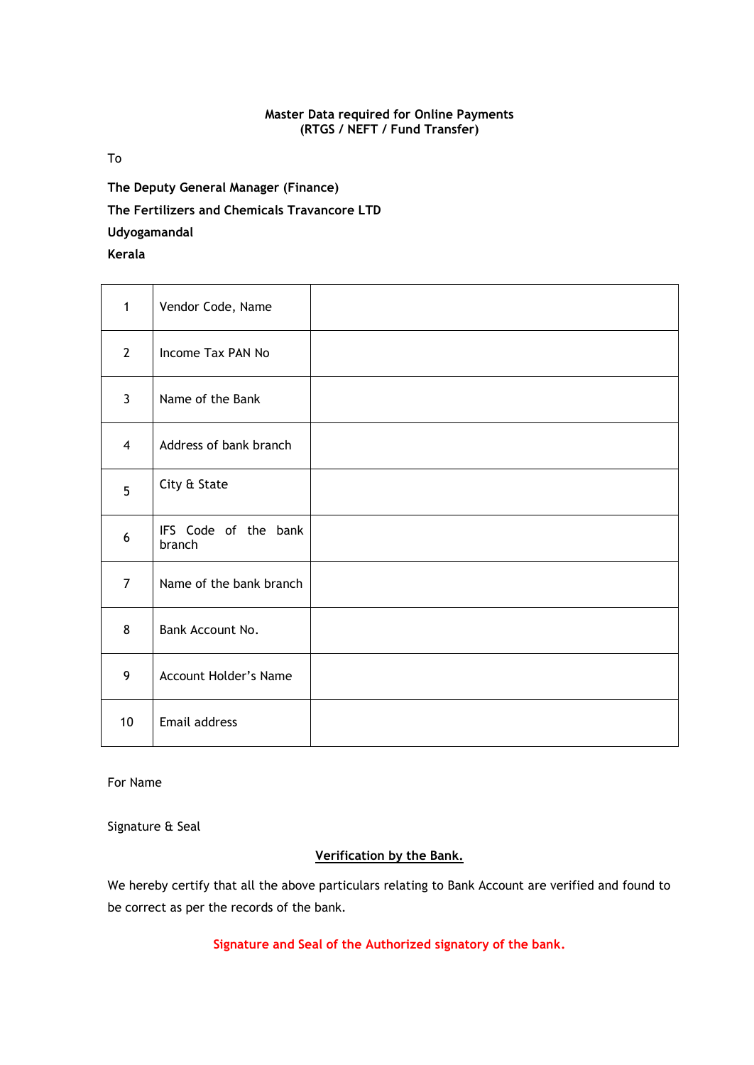**Master Data required for Online Payments**
**(RTGS / NEFT / Fund Transfer)**

To

**The Deputy General Manager (Finance)**

**The Fertilizers and Chemicals Travancore LTD**

**Udyogamandal**

**Kerala**

| | | |
|---|---|---|
| 1 | Vendor Code, Name | |
| 2 | Income Tax PAN No | |
| 3 | Name of the Bank | |
| 4 | Address of bank branch | |
| 5 | City & State | |
| 6 | IFS Code of the bank branch | |
| 7 | Name of the bank branch | |
| 8 | Bank Account No. | |
| 9 | Account Holder's Name | |
| 10 | Email address | |

For Name

Signature & Seal

**Verification by the Bank.**

We hereby certify that all the above particulars relating to Bank Account are verified and found to be correct as per the records of the bank.

**Signature and Seal of the Authorized signatory of the bank.**